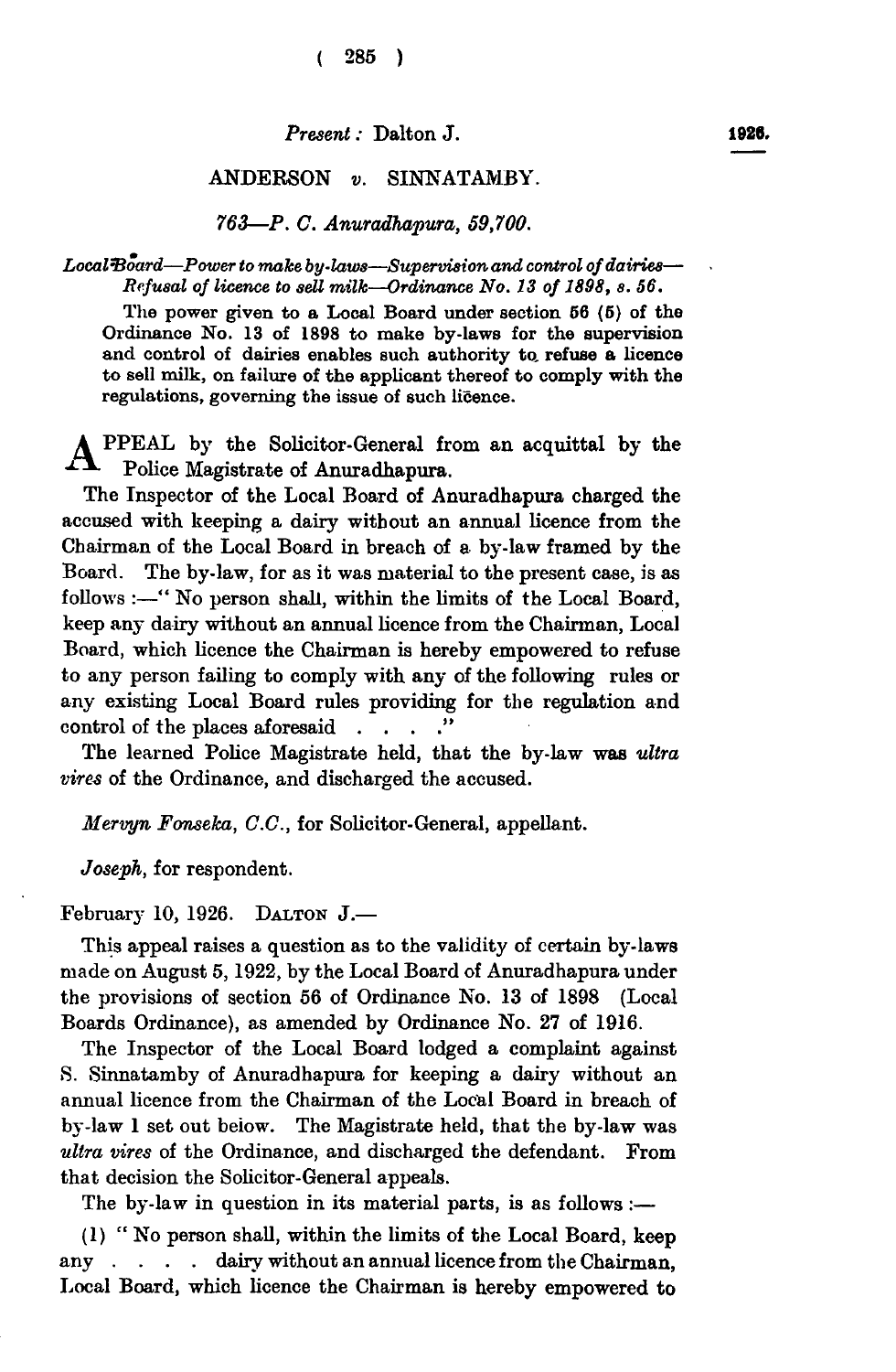*Present:* Dalton J.

## ANDERSON *v.* SINNATAMBY.

*763—P. C. Anuradhapura, 59,700.*

*Local Board—Power to make by-laws—Supervision and control of dairies—Refusal of licence to sell milk—Ordinance No. 13 of 1898, s. 56.*

The power given to a Local Board under section 56 (5) of the Ordinance No. 13 of 1898 to make by-laws for the supervision and control of dairies enables such authority to refuse a licence to sell milk, on failure of the applicant thereof to comply with the regulations, governing the issue of such licence.

APPEAL by the Solicitor-General from an acquittal by the Police Magistrate of Anuradhapura.

The Inspector of the Local Board of Anuradhapura charged the accused with keeping a dairy without an annual licence from the Chairman of the Local Board in breach of a by-law framed by the Board. The by-law, for as it was material to the present case, is as follows :—" No person shall, within the limits of the Local Board, keep any dairy without an annual licence from the Chairman, Local Board, which licence the Chairman is hereby empowered to refuse to any person failing to comply with any of the following rules or any existing Local Board rules providing for the regulation and control of the places aforesaid . . . ."

The learned Police Magistrate held, that the by-law was *ultra vires* of the Ordinance, and discharged the accused.

*Mervyn Fonseka, C.C.*, for Solicitor-General, appellant.

*Joseph*, for respondent.

February 10, 1926. DALTON J.—

This appeal raises a question as to the validity of certain by-laws made on August 5, 1922, by the Local Board of Anuradhapura under the provisions of section 56 of Ordinance No. 13 of 1898 (Local Boards Ordinance), as amended by Ordinance No. 27 of 1916.

The Inspector of the Local Board lodged a complaint against S. Sinnatamby of Anuradhapura for keeping a dairy without an annual licence from the Chairman of the Local Board in breach of by-law 1 set out below. The Magistrate held, that the by-law was *ultra vires* of the Ordinance, and discharged the defendant. From that decision the Solicitor-General appeals.

The by-law in question in its material parts, is as follows :—

(1) " No person shall, within the limits of the Local Board, keep any . . . . dairy without an annual licence from the Chairman, Local Board, which licence the Chairman is hereby empowered to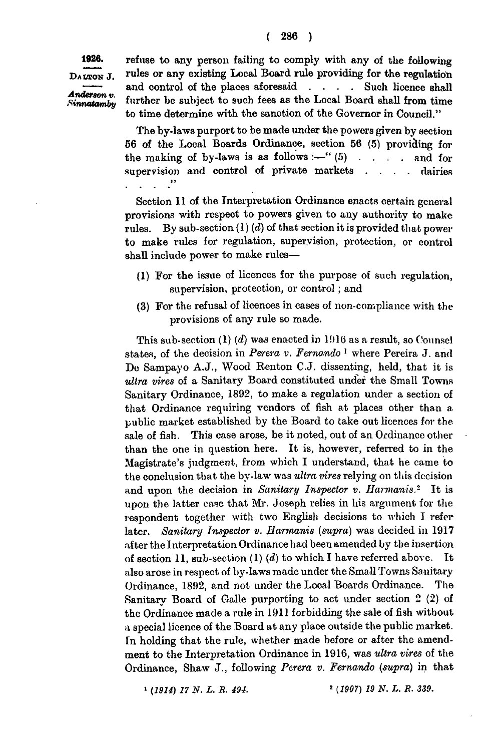refuse to any person failing to comply with any of the following rules or any existing Local Board rule providing for the regulation and control of the places aforesaid . . . . Such licence shall further be subject to such fees as the Local Board shall from time to time determine with the sanction of the Governor in Council."

The by-laws purport to be made under the powers given by section 56 of the Local Boards Ordinance, section 56 (5) providing for the making of by-laws is as follows :—" (5) . . . . and for supervision and control of private markets . . . . dairies . . . ."

Section 11 of the Interpretation Ordinance enacts certain general provisions with respect to powers given to any authority to make rules. By sub-section (1) (*d*) of that section it is provided that power to make rules for regulation, supervision, protection, or control shall include power to make rules—

(1) For the issue of licences for the purpose of such regulation, supervision, protection, or control ; and

(3) For the refusal of licences in cases of non-compliance with the provisions of any rule so made.

This sub-section (1) (*d*) was enacted in 1916 as a result, so Counsel states, of the decision in *Perera v. Fernando* [1] where Pereira J. and De Sampayo A.J., Wood Renton C.J. dissenting, held, that it is *ultra vires* of a Sanitary Board constituted under the Small Towns Sanitary Ordinance, 1892, to make a regulation under a section of that Ordinance requiring vendors of fish at places other than a public market established by the Board to take out licences for the sale of fish. This case arose, be it noted, out of an Ordinance other than the one in question here. It is, however, referred to in the Magistrate's judgment, from which I understand, that he came to the conclusion that the by-law was *ultra vires* relying on this decision and upon the decision in *Sanitary Inspector v. Harmanis.* [2] It is upon the latter case that Mr. Joseph relies in his argument for the respondent together with two English decisions to which I refer later. *Sanitary Inspector v. Harmanis* (*supra*) was decided in 1917 after the Interpretation Ordinance had been amended by the insertion of section 11, sub-section (1) (*d*) to which I have referred above. It also arose in respect of by-laws made under the Small Towns Sanitary Ordinance, 1892, and not under the Local Boards Ordinance. The Sanitary Board of Galle purporting to act under section 2 (2) of the Ordinance made a rule in 1911 forbidding the sale of fish without a special licence of the Board at any place outside the public market. In holding that the rule, whether made before or after the amendment to the Interpretation Ordinance in 1916, was *ultra vires* of the Ordinance, Shaw J., following *Perera v. Fernando* (*supra*) in that

[1] *(1914) 17 N. L. R. 494.*

[2] *(1907) 19 N. L. R. 339.*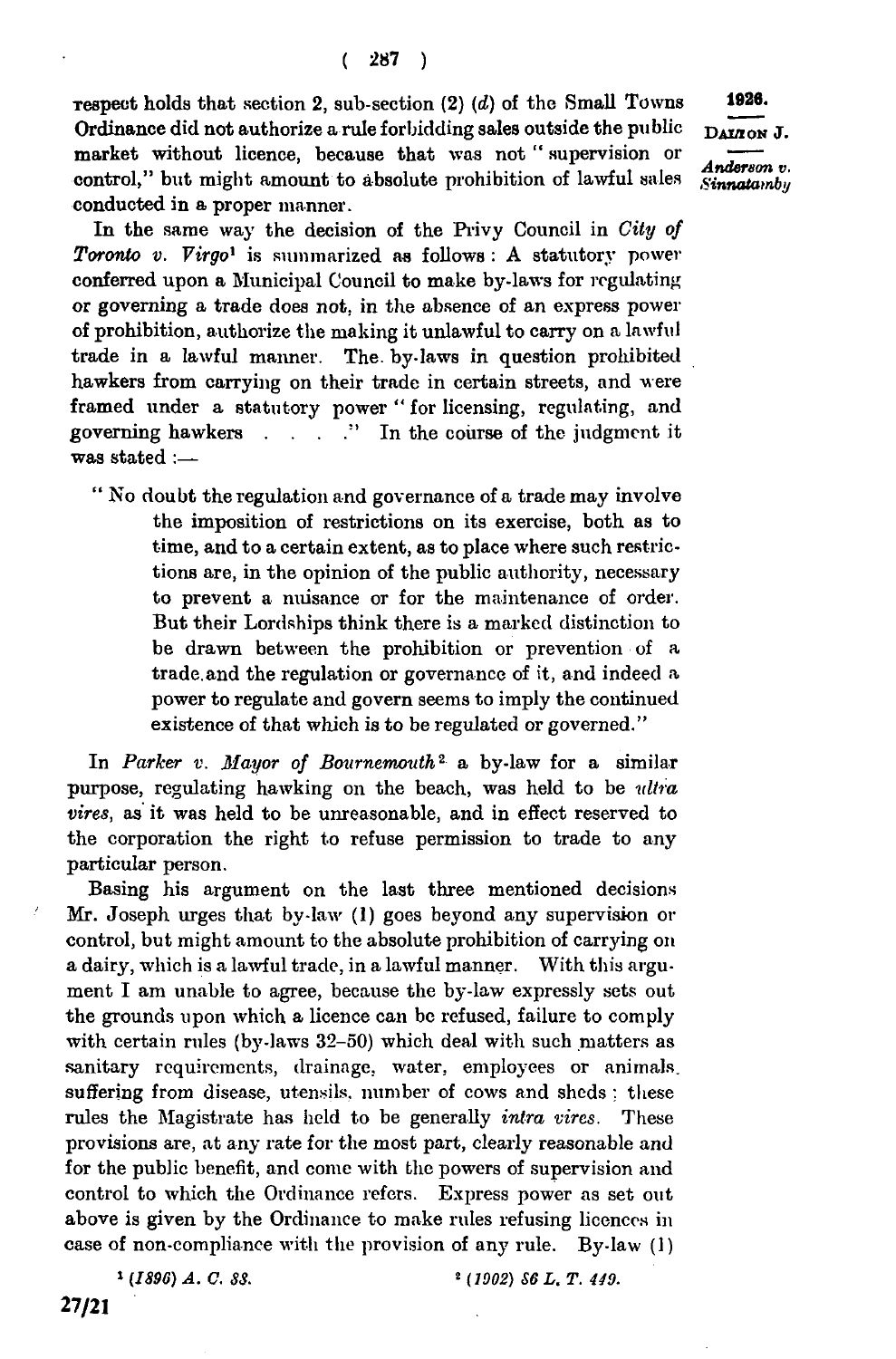respect holds that section 2, sub-section (2) (*d*) of the Small Towns Ordinance did not authorize a rule forbidding sales outside the public market without licence, because that was not "supervision or control," but might amount to absolute prohibition of lawful sales conducted in a proper manner.

In the same way the decision of the Privy Council in *City of Toronto v. Virgo*[1] is summarized as follows: A statutory power conferred upon a Municipal Council to make by-laws for regulating or governing a trade does not, in the absence of an express power of prohibition, authorize the making it unlawful to carry on a lawful trade in a lawful manner. The by-laws in question prohibited hawkers from carrying on their trade in certain streets, and were framed under a statutory power "for licensing, regulating, and governing hawkers . . . ." In the course of the judgment it was stated :—

> "No doubt the regulation and governance of a trade may involve the imposition of restrictions on its exercise, both as to time, and to a certain extent, as to place where such restrictions are, in the opinion of the public authority, necessary to prevent a nuisance or for the maintenance of order. But their Lordships think there is a marked distinction to be drawn between the prohibition or prevention of a trade and the regulation or governance of it, and indeed a power to regulate and govern seems to imply the continued existence of that which is to be regulated or governed."

In *Parker v. Mayor of Bournemouth*[2] a by-law for a similar purpose, regulating hawking on the beach, was held to be *ultra vires*, as it was held to be unreasonable, and in effect reserved to the corporation the right to refuse permission to trade to any particular person.

Basing his argument on the last three mentioned decisions Mr. Joseph urges that by-law (1) goes beyond any supervision or control, but might amount to the absolute prohibition of carrying on a dairy, which is a lawful trade, in a lawful manner. With this argument I am unable to agree, because the by-law expressly sets out the grounds upon which a licence can be refused, failure to comply with certain rules (by-laws 32–50) which deal with such matters as sanitary requirements, drainage, water, employees or animals suffering from disease, utensils, number of cows and sheds; these rules the Magistrate has held to be generally *intra vires*. These provisions are, at any rate for the most part, clearly reasonable and for the public benefit, and come with the powers of supervision and control to which the Ordinance refers. Express power as set out above is given by the Ordinance to make rules refusing licences in case of non-compliance with the provision of any rule. By-law (1)

[1] *(1896) A. C. 88.*

[2] *(1902) 86 L. T. 449.*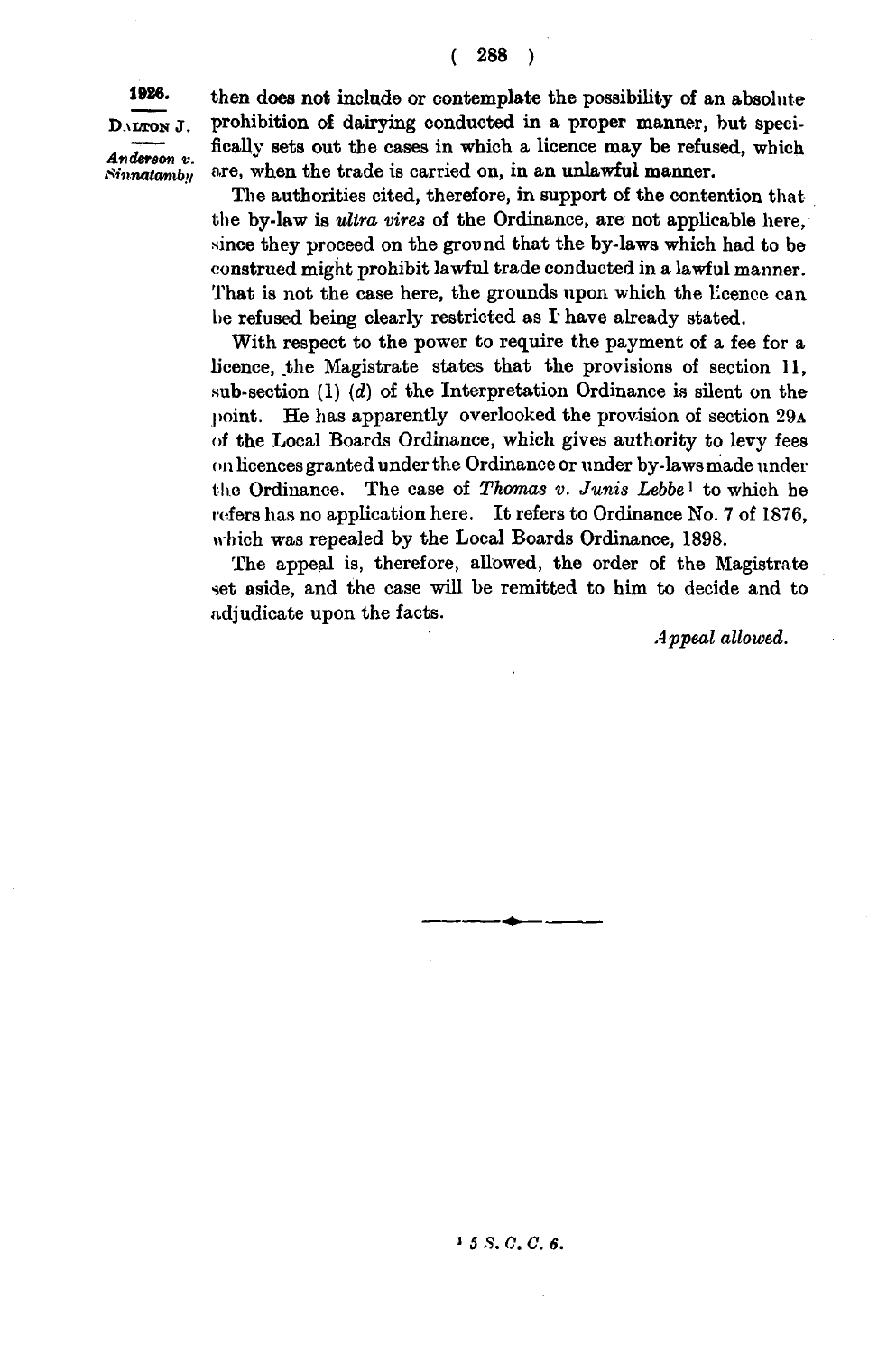then does not include or contemplate the possibility of an absolute prohibition of dairying conducted in a proper manner, but specifically sets out the cases in which a licence may be refused, which are, when the trade is carried on, in an unlawful manner.

The authorities cited, therefore, in support of the contention that the by-law is *ultra vires* of the Ordinance, are not applicable here, since they proceed on the ground that the by-laws which had to be construed might prohibit lawful trade conducted in a lawful manner. That is not the case here, the grounds upon which the licence can be refused being clearly restricted as I have already stated.

With respect to the power to require the payment of a fee for a licence, the Magistrate states that the provisions of section 11, sub-section (1) (*d*) of the Interpretation Ordinance is silent on the point. He has apparently overlooked the provision of section 29A of the Local Boards Ordinance, which gives authority to levy fees on licences granted under the Ordinance or under by-laws made under the Ordinance. The case of *Thomas v. Junis Lebbe*[1] to which he refers has no application here. It refers to Ordinance No. 7 of 1876, which was repealed by the Local Boards Ordinance, 1898.

The appeal is, therefore, allowed, the order of the Magistrate set aside, and the case will be remitted to him to decide and to adjudicate upon the facts.

*Appeal allowed.*

---

[1] *5 S. C. C. 6.*